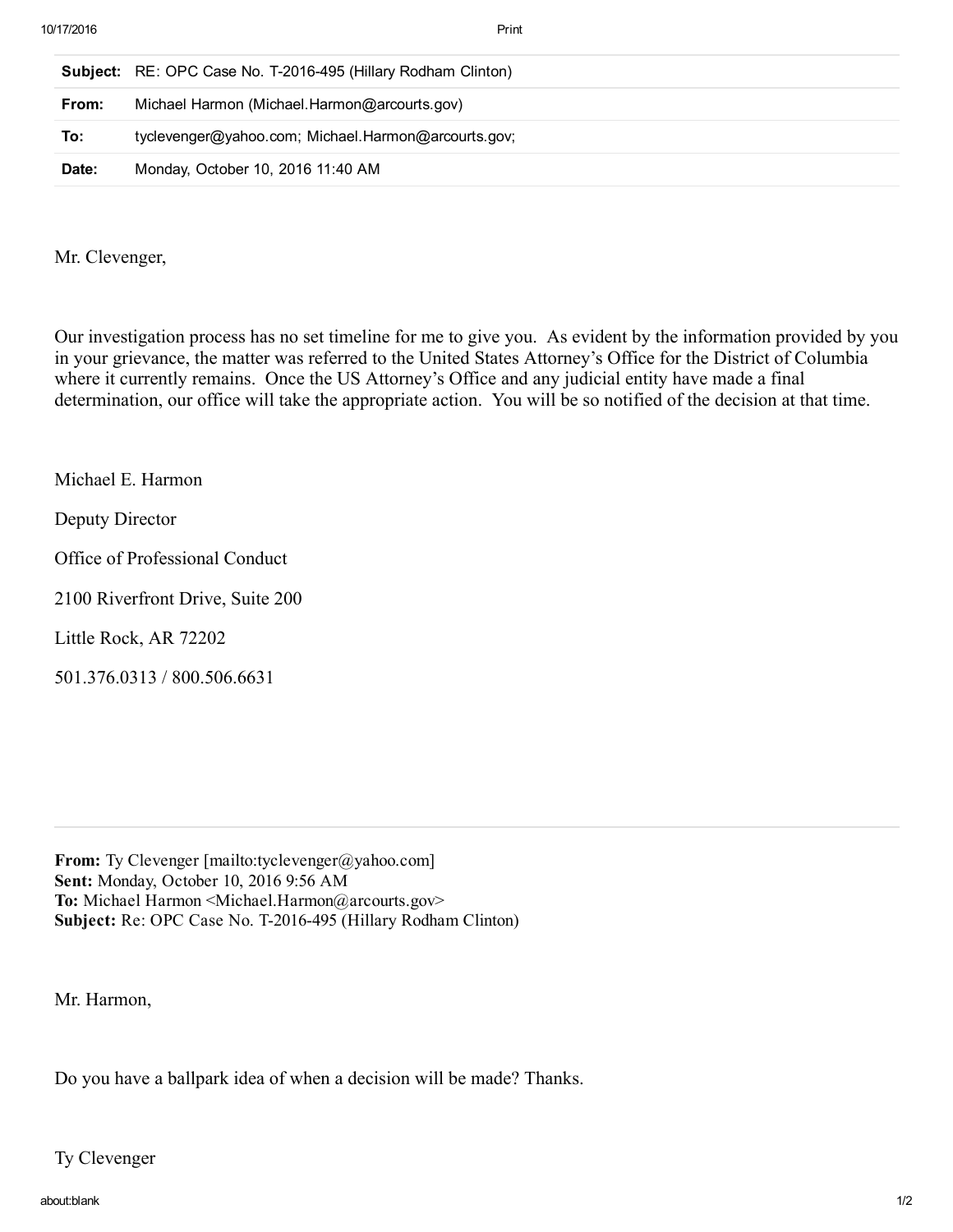| | |
|---|---|
| **Subject:** | RE: OPC Case No. T-2016-495 (Hillary Rodham Clinton) |
| **From:** | Michael Harmon (Michael.Harmon@arcourts.gov) |
| **To:** | tyclevenger@yahoo.com; Michael.Harmon@arcourts.gov; |
| **Date:** | Monday, October 10, 2016 11:40 AM |

Mr. Clevenger,

Our investigation process has no set timeline for me to give you. As evident by the information provided by you in your grievance, the matter was referred to the United States Attorney's Office for the District of Columbia where it currently remains. Once the US Attorney's Office and any judicial entity have made a final determination, our office will take the appropriate action. You will be so notified of the decision at that time.

Michael E. Harmon

Deputy Director

Office of Professional Conduct

2100 Riverfront Drive, Suite 200

Little Rock, AR 72202

501.376.0313 / 800.506.6631

---

**From:** Ty Clevenger [mailto:tyclevenger@yahoo.com]
**Sent:** Monday, October 10, 2016 9:56 AM
**To:** Michael Harmon <Michael.Harmon@arcourts.gov>
**Subject:** Re: OPC Case No. T-2016-495 (Hillary Rodham Clinton)

Mr. Harmon,

Do you have a ballpark idea of when a decision will be made? Thanks.

Ty Clevenger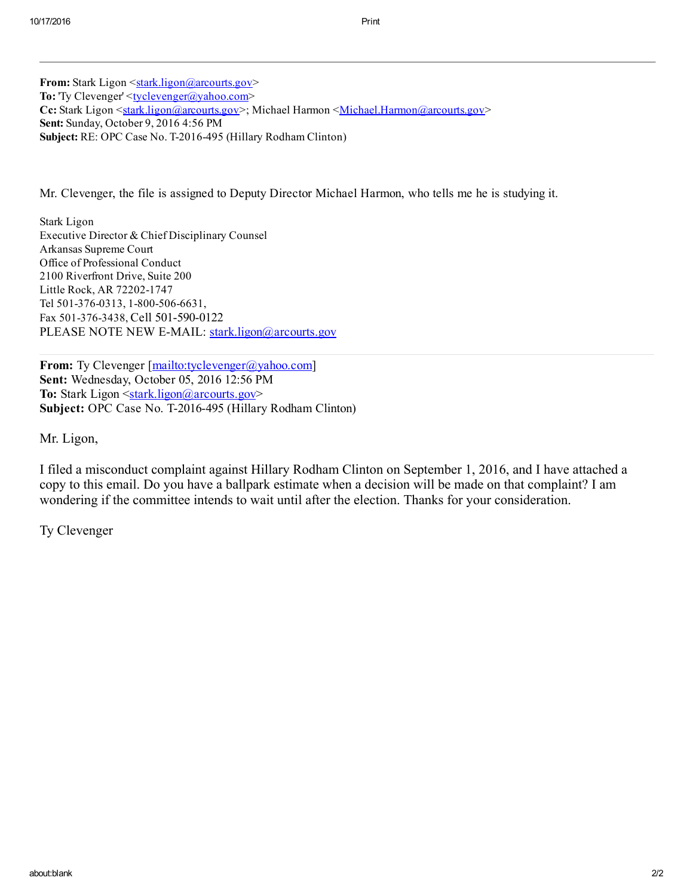---

**From:** Stark Ligon <stark.ligon@arcourts.gov>
**To:** 'Ty Clevenger' <tyclevenger@yahoo.com>
**Cc:** Stark Ligon <stark.ligon@arcourts.gov>; Michael Harmon <Michael.Harmon@arcourts.gov>
**Sent:** Sunday, October 9, 2016 4:56 PM
**Subject:** RE: OPC Case No. T-2016-495 (Hillary Rodham Clinton)

Mr. Clevenger, the file is assigned to Deputy Director Michael Harmon, who tells me he is studying it.

Stark Ligon
Executive Director & Chief Disciplinary Counsel
Arkansas Supreme Court
Office of Professional Conduct
2100 Riverfront Drive, Suite 200
Little Rock, AR 72202-1747
Tel 501-376-0313, 1-800-506-6631,
Fax 501-376-3438, Cell 501-590-0122
PLEASE NOTE NEW E-MAIL: stark.ligon@arcourts.gov

---

**From:** Ty Clevenger [mailto:tyclevenger@yahoo.com]
**Sent:** Wednesday, October 05, 2016 12:56 PM
**To:** Stark Ligon <stark.ligon@arcourts.gov>
**Subject:** OPC Case No. T-2016-495 (Hillary Rodham Clinton)

Mr. Ligon,

I filed a misconduct complaint against Hillary Rodham Clinton on September 1, 2016, and I have attached a copy to this email. Do you have a ballpark estimate when a decision will be made on that complaint? I am wondering if the committee intends to wait until after the election. Thanks for your consideration.

Ty Clevenger